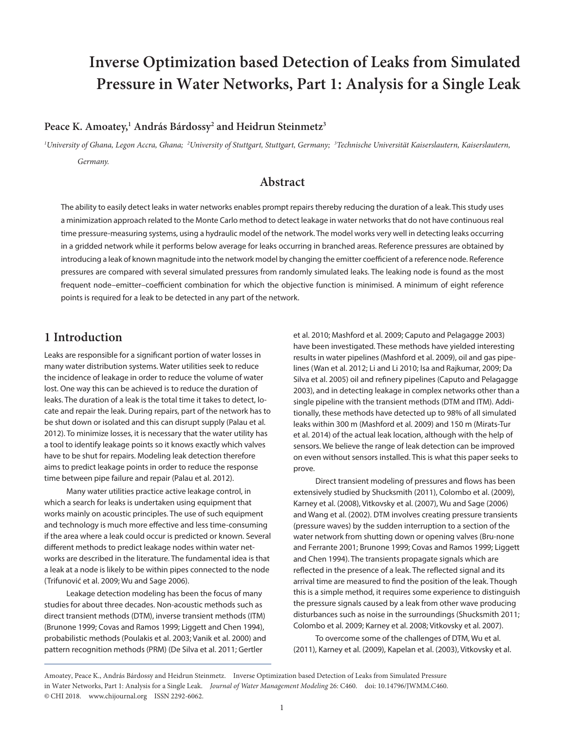# Inverse Optimization based Detection of Leaks from Simulated Pressure in Water Networks, Part 1: Analysis for a Single Leak

**Peace K. Amoatey,[1] András Bárdossy[2] and Heidrun Steinmetz[3]**

[1]University of Ghana, Legon Accra, Ghana; [2]University of Stuttgart, Stuttgart, Germany; [3]Technische Universität Kaiserslautern, Kaiserslautern, Germany.

## Abstract

The ability to easily detect leaks in water networks enables prompt repairs thereby reducing the duration of a leak. This study uses a minimization approach related to the Monte Carlo method to detect leakage in water networks that do not have continuous real time pressure-measuring systems, using a hydraulic model of the network. The model works very well in detecting leaks occurring in a gridded network while it performs below average for leaks occurring in branched areas. Reference pressures are obtained by introducing a leak of known magnitude into the network model by changing the emitter coefficient of a reference node. Reference pressures are compared with several simulated pressures from randomly simulated leaks. The leaking node is found as the most frequent node–emitter–coefficient combination for which the objective function is minimised. A minimum of eight reference points is required for a leak to be detected in any part of the network.

## 1 Introduction

Leaks are responsible for a significant portion of water losses in many water distribution systems. Water utilities seek to reduce the incidence of leakage in order to reduce the volume of water lost. One way this can be achieved is to reduce the duration of leaks. The duration of a leak is the total time it takes to detect, locate and repair the leak. During repairs, part of the network has to be shut down or isolated and this can disrupt supply (Palau et al. 2012). To minimize losses, it is necessary that the water utility has a tool to identify leakage points so it knows exactly which valves have to be shut for repairs. Modeling leak detection therefore aims to predict leakage points in order to reduce the response time between pipe failure and repair (Palau et al. 2012).

Many water utilities practice active leakage control, in which a search for leaks is undertaken using equipment that works mainly on acoustic principles. The use of such equipment and technology is much more effective and less time-consuming if the area where a leak could occur is predicted or known. Several different methods to predict leakage nodes within water networks are described in the literature. The fundamental idea is that a leak at a node is likely to be within pipes connected to the node (Trifunović et al. 2009; Wu and Sage 2006).

Leakage detection modeling has been the focus of many studies for about three decades. Non-acoustic methods such as direct transient methods (DTM), inverse transient methods (ITM) (Brunone 1999; Covas and Ramos 1999; Liggett and Chen 1994), probabilistic methods (Poulakis et al. 2003; Vanik et al. 2000) and pattern recognition methods (PRM) (De Silva et al. 2011; Gertler et al. 2010; Mashford et al. 2009; Caputo and Pelagagge 2003) have been investigated. These methods have yielded interesting results in water pipelines (Mashford et al. 2009), oil and gas pipelines (Wan et al. 2012; Li and Li 2010; Isa and Rajkumar, 2009; Da Silva et al. 2005) oil and refinery pipelines (Caputo and Pelagagge 2003), and in detecting leakage in complex networks other than a single pipeline with the transient methods (DTM and ITM). Additionally, these methods have detected up to 98% of all simulated leaks within 300 m (Mashford et al. 2009) and 150 m (Mirats-Tur et al. 2014) of the actual leak location, although with the help of sensors. We believe the range of leak detection can be improved on even without sensors installed. This is what this paper seeks to prove.

Direct transient modeling of pressures and flows has been extensively studied by Shucksmith (2011), Colombo et al. (2009), Karney et al. (2008), Vitkovsky et al. (2007), Wu and Sage (2006) and Wang et al. (2002). DTM involves creating pressure transients (pressure waves) by the sudden interruption to a section of the water network from shutting down or opening valves (Brunone and Ferrante 2001; Brunone 1999; Covas and Ramos 1999; Liggett and Chen 1994). The transients propagate signals which are reflected in the presence of a leak. The reflected signal and its arrival time are measured to find the position of the leak. Though this is a simple method, it requires some experience to distinguish the pressure signals caused by a leak from other wave producing disturbances such as noise in the surroundings (Shucksmith 2011; Colombo et al. 2009; Karney et al. 2008; Vitkovsky et al. 2007).

To overcome some of the challenges of DTM, Wu et al. (2011), Karney et al. (2009), Kapelan et al. (2003), Vitkovsky et al.

---

Amoatey, Peace K., András Bárdossy and Heidrun Steinmetz. Inverse Optimization based Detection of Leaks from Simulated Pressure in Water Networks, Part 1: Analysis for a Single Leak. *Journal of Water Management Modeling* 26: C460. doi: 10.14796/JWMM.C460. © CHI 2018. www.chijournal.org ISSN 2292-6062.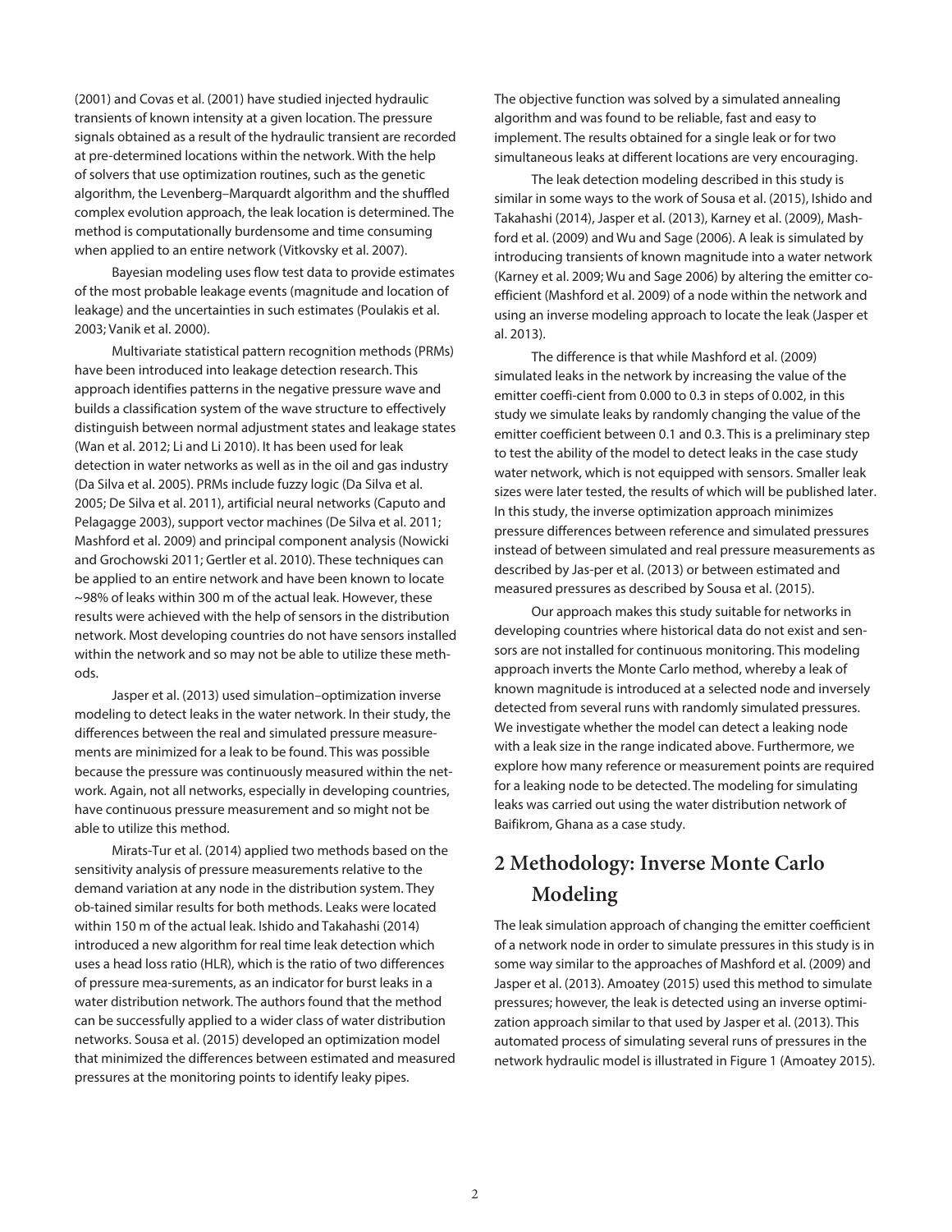(2001) and Covas et al. (2001) have studied injected hydraulic transients of known intensity at a given location. The pressure signals obtained as a result of the hydraulic transient are recorded at pre-determined locations within the network. With the help of solvers that use optimization routines, such as the genetic algorithm, the Levenberg–Marquardt algorithm and the shuffled complex evolution approach, the leak location is determined. The method is computationally burdensome and time consuming when applied to an entire network (Vitkovsky et al. 2007).

Bayesian modeling uses flow test data to provide estimates of the most probable leakage events (magnitude and location of leakage) and the uncertainties in such estimates (Poulakis et al. 2003; Vanik et al. 2000).

Multivariate statistical pattern recognition methods (PRMs) have been introduced into leakage detection research. This approach identifies patterns in the negative pressure wave and builds a classification system of the wave structure to effectively distinguish between normal adjustment states and leakage states (Wan et al. 2012; Li and Li 2010). It has been used for leak detection in water networks as well as in the oil and gas industry (Da Silva et al. 2005). PRMs include fuzzy logic (Da Silva et al. 2005; De Silva et al. 2011), artificial neural networks (Caputo and Pelagagge 2003), support vector machines (De Silva et al. 2011; Mashford et al. 2009) and principal component analysis (Nowicki and Grochowski 2011; Gertler et al. 2010). These techniques can be applied to an entire network and have been known to locate ~98% of leaks within 300 m of the actual leak. However, these results were achieved with the help of sensors in the distribution network. Most developing countries do not have sensors installed within the network and so may not be able to utilize these methods.

Jasper et al. (2013) used simulation–optimization inverse modeling to detect leaks in the water network. In their study, the differences between the real and simulated pressure measurements are minimized for a leak to be found. This was possible because the pressure was continuously measured within the network. Again, not all networks, especially in developing countries, have continuous pressure measurement and so might not be able to utilize this method.

Mirats-Tur et al. (2014) applied two methods based on the sensitivity analysis of pressure measurements relative to the demand variation at any node in the distribution system. They ob-tained similar results for both methods. Leaks were located within 150 m of the actual leak. Ishido and Takahashi (2014) introduced a new algorithm for real time leak detection which uses a head loss ratio (HLR), which is the ratio of two differences of pressure mea-surements, as an indicator for burst leaks in a water distribution network. The authors found that the method can be successfully applied to a wider class of water distribution networks. Sousa et al. (2015) developed an optimization model that minimized the differences between estimated and measured pressures at the monitoring points to identify leaky pipes. The objective function was solved by a simulated annealing algorithm and was found to be reliable, fast and easy to implement. The results obtained for a single leak or for two simultaneous leaks at different locations are very encouraging.

The leak detection modeling described in this study is similar in some ways to the work of Sousa et al. (2015), Ishido and Takahashi (2014), Jasper et al. (2013), Karney et al. (2009), Mashford et al. (2009) and Wu and Sage (2006). A leak is simulated by introducing transients of known magnitude into a water network (Karney et al. 2009; Wu and Sage 2006) by altering the emitter coefficient (Mashford et al. 2009) of a node within the network and using an inverse modeling approach to locate the leak (Jasper et al. 2013).

The difference is that while Mashford et al. (2009) simulated leaks in the network by increasing the value of the emitter coeffi-cient from 0.000 to 0.3 in steps of 0.002, in this study we simulate leaks by randomly changing the value of the emitter coefficient between 0.1 and 0.3. This is a preliminary step to test the ability of the model to detect leaks in the case study water network, which is not equipped with sensors. Smaller leak sizes were later tested, the results of which will be published later. In this study, the inverse optimization approach minimizes pressure differences between reference and simulated pressures instead of between simulated and real pressure measurements as described by Jas-per et al. (2013) or between estimated and measured pressures as described by Sousa et al. (2015).

Our approach makes this study suitable for networks in developing countries where historical data do not exist and sensors are not installed for continuous monitoring. This modeling approach inverts the Monte Carlo method, whereby a leak of known magnitude is introduced at a selected node and inversely detected from several runs with randomly simulated pressures. We investigate whether the model can detect a leaking node with a leak size in the range indicated above. Furthermore, we explore how many reference or measurement points are required for a leaking node to be detected. The modeling for simulating leaks was carried out using the water distribution network of Baifikrom, Ghana as a case study.

## 2 Methodology: Inverse Monte Carlo Modeling

The leak simulation approach of changing the emitter coefficient of a network node in order to simulate pressures in this study is in some way similar to the approaches of Mashford et al. (2009) and Jasper et al. (2013). Amoatey (2015) used this method to simulate pressures; however, the leak is detected using an inverse optimization approach similar to that used by Jasper et al. (2013). This automated process of simulating several runs of pressures in the network hydraulic model is illustrated in Figure 1 (Amoatey 2015).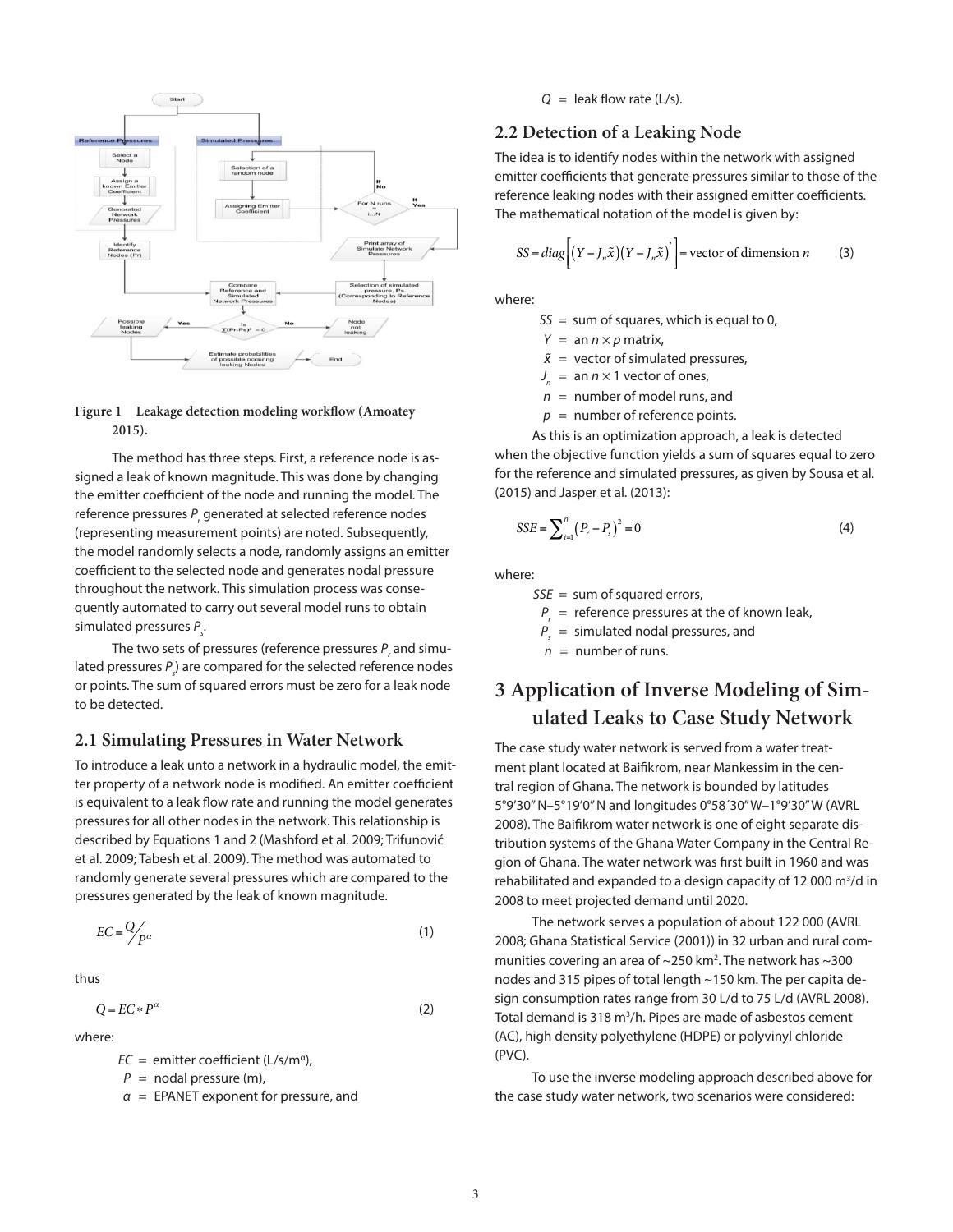**Figure 1 Leakage detection modeling workflow (Amoatey 2015).**

The method has three steps. First, a reference node is assigned a leak of known magnitude. This was done by changing the emitter coefficient of the node and running the model. The reference pressures $P_r$ generated at selected reference nodes (representing measurement points) are noted. Subsequently, the model randomly selects a node, randomly assigns an emitter coefficient to the selected node and generates nodal pressure throughout the network. This simulation process was consequently automated to carry out several model runs to obtain simulated pressures $P_s$.

The two sets of pressures (reference pressures $P_r$ and simulated pressures $P_s$) are compared for the selected reference nodes or points. The sum of squared errors must be zero for a leak node to be detected.

## 2.1 Simulating Pressures in Water Network

To introduce a leak unto a network in a hydraulic model, the emitter property of a network node is modified. An emitter coefficient is equivalent to a leak flow rate and running the model generates pressures for all other nodes in the network. This relationship is described by Equations 1 and 2 (Mashford et al. 2009; Trifunović et al. 2009; Tabesh et al. 2009). The method was automated to randomly generate several pressures which are compared to the pressures generated by the leak of known magnitude.

$$EC = \frac{Q}{P^{\alpha}} \tag{1}$$

thus

$$Q = EC * P^{\alpha} \tag{2}$$

where:

- $EC$ = emitter coefficient (L/s/m$^{\alpha}$),
- $P$ = nodal pressure (m),
- $\alpha$ = EPANET exponent for pressure, and
- $Q$ = leak flow rate (L/s).

## 2.2 Detection of a Leaking Node

The idea is to identify nodes within the network with assigned emitter coefficients that generate pressures similar to those of the reference leaking nodes with their assigned emitter coefficients. The mathematical notation of the model is given by:

$$SS = diag\left[\left(Y - J_n\tilde{x}\right)\left(Y - J_n\tilde{x}\right)'\right] = \text{vector of dimension } n \tag{3}$$

where:

- $SS$ = sum of squares, which is equal to 0,
- $Y$ = an $n \times p$ matrix,
- $\tilde{x}$ = vector of simulated pressures,
- $J_n$ = an $n \times 1$ vector of ones,
- $n$ = number of model runs, and
- $p$ = number of reference points.

As this is an optimization approach, a leak is detected when the objective function yields a sum of squares equal to zero for the reference and simulated pressures, as given by Sousa et al. (2015) and Jasper et al. (2013):

$$SSE = \sum_{i=1}^{n}\left(P_r - P_s\right)^2 = 0 \tag{4}$$

where:

- $SSE$ = sum of squared errors,
- $P_r$ = reference pressures at the of known leak,
- $P_s$ = simulated nodal pressures, and
- $n$ = number of runs.

# 3 Application of Inverse Modeling of Simulated Leaks to Case Study Network

The case study water network is served from a water treatment plant located at Baifikrom, near Mankessim in the central region of Ghana. The network is bounded by latitudes 5°9′30″ N–5°19′0″ N and longitudes 0°58´30″ W–1°9′30″ W (AVRL 2008). The Baifikrom water network is one of eight separate distribution systems of the Ghana Water Company in the Central Region of Ghana. The water network was first built in 1960 and was rehabilitated and expanded to a design capacity of 12 000 m$^3$/d in 2008 to meet projected demand until 2020.

The network serves a population of about 122 000 (AVRL 2008; Ghana Statistical Service (2001)) in 32 urban and rural communities covering an area of ~250 km$^2$. The network has ~300 nodes and 315 pipes of total length ~150 km. The per capita design consumption rates range from 30 L/d to 75 L/d (AVRL 2008). Total demand is 318 m$^3$/h. Pipes are made of asbestos cement (AC), high density polyethylene (HDPE) or polyvinyl chloride (PVC).

To use the inverse modeling approach described above for the case study water network, two scenarios were considered: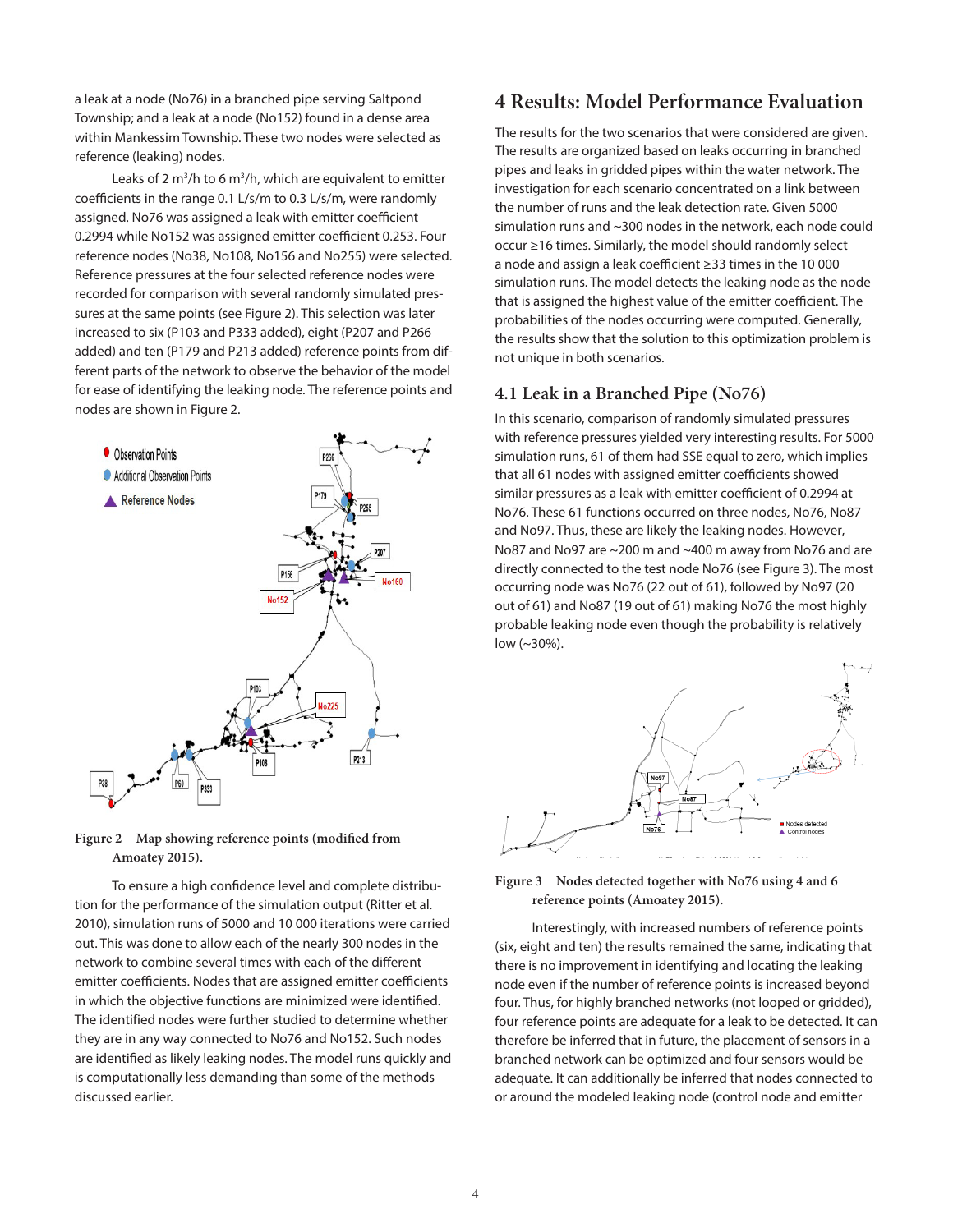a leak at a node (No76) in a branched pipe serving Saltpond Township; and a leak at a node (No152) found in a dense area within Mankessim Township. These two nodes were selected as reference (leaking) nodes.

Leaks of 2 $m^3$/h to 6 $m^3$/h, which are equivalent to emitter coefficients in the range 0.1 L/s/m to 0.3 L/s/m, were randomly assigned. No76 was assigned a leak with emitter coefficient 0.2994 while No152 was assigned emitter coefficient 0.253. Four reference nodes (No38, No108, No156 and No255) were selected. Reference pressures at the four selected reference nodes were recorded for comparison with several randomly simulated pressures at the same points (see Figure 2). This selection was later increased to six (P103 and P333 added), eight (P207 and P266 added) and ten (P179 and P213 added) reference points from different parts of the network to observe the behavior of the model for ease of identifying the leaking node. The reference points and nodes are shown in Figure 2.

**Figure 2** Map showing reference points (modified from Amoatey 2015).

To ensure a high confidence level and complete distribution for the performance of the simulation output (Ritter et al. 2010), simulation runs of 5000 and 10 000 iterations were carried out. This was done to allow each of the nearly 300 nodes in the network to combine several times with each of the different emitter coefficients. Nodes that are assigned emitter coefficients in which the objective functions are minimized were identified. The identified nodes were further studied to determine whether they are in any way connected to No76 and No152. Such nodes are identified as likely leaking nodes. The model runs quickly and is computationally less demanding than some of the methods discussed earlier.

# 4 Results: Model Performance Evaluation

The results for the two scenarios that were considered are given. The results are organized based on leaks occurring in branched pipes and leaks in gridded pipes within the water network. The investigation for each scenario concentrated on a link between the number of runs and the leak detection rate. Given 5000 simulation runs and ~300 nodes in the network, each node could occur ≥16 times. Similarly, the model should randomly select a node and assign a leak coefficient ≥33 times in the 10 000 simulation runs. The model detects the leaking node as the node that is assigned the highest value of the emitter coefficient. The probabilities of the nodes occurring were computed. Generally, the results show that the solution to this optimization problem is not unique in both scenarios.

## 4.1 Leak in a Branched Pipe (No76)

In this scenario, comparison of randomly simulated pressures with reference pressures yielded very interesting results. For 5000 simulation runs, 61 of them had SSE equal to zero, which implies that all 61 nodes with assigned emitter coefficients showed similar pressures as a leak with emitter coefficient of 0.2994 at No76. These 61 functions occurred on three nodes, No76, No87 and No97. Thus, these are likely the leaking nodes. However, No87 and No97 are ~200 m and ~400 m away from No76 and are directly connected to the test node No76 (see Figure 3). The most occurring node was No76 (22 out of 61), followed by No97 (20 out of 61) and No87 (19 out of 61) making No76 the most highly probable leaking node even though the probability is relatively low (~30%).

**Figure 3** Nodes detected together with No76 using 4 and 6 reference points (Amoatey 2015).

Interestingly, with increased numbers of reference points (six, eight and ten) the results remained the same, indicating that there is no improvement in identifying and locating the leaking node even if the number of reference points is increased beyond four. Thus, for highly branched networks (not looped or gridded), four reference points are adequate for a leak to be detected. It can therefore be inferred that in future, the placement of sensors in a branched network can be optimized and four sensors would be adequate. It can additionally be inferred that nodes connected to or around the modeled leaking node (control node and emitter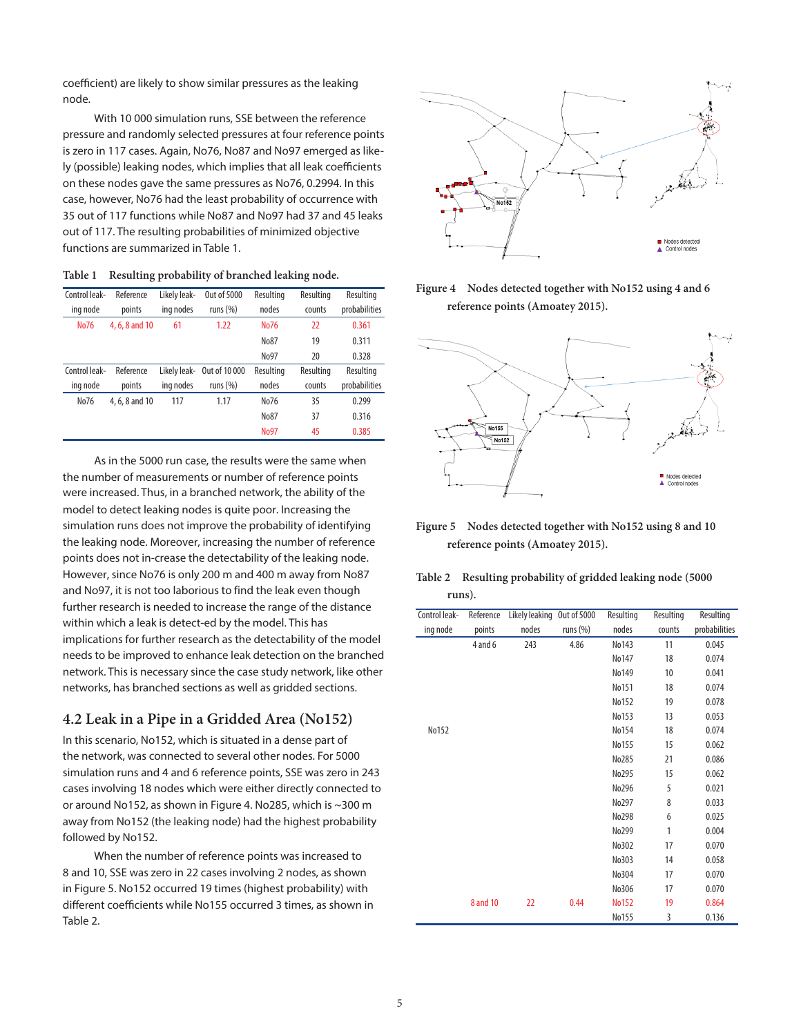coefficient) are likely to show similar pressures as the leaking node.

With 10 000 simulation runs, SSE between the reference pressure and randomly selected pressures at four reference points is zero in 117 cases. Again, No76, No87 and No97 emerged as likely (possible) leaking nodes, which implies that all leak coefficients on these nodes gave the same pressures as No76, 0.2994. In this case, however, No76 had the least probability of occurrence with 35 out of 117 functions while No87 and No97 had 37 and 45 leaks out of 117. The resulting probabilities of minimized objective functions are summarized in Table 1.

**Table 1 Resulting probability of branched leaking node.**

| Control leaking node | Reference points | Likely leaking nodes | Out of 5000 runs (%) | Resulting nodes | Resulting counts | Resulting probabilities |
|---|---|---|---|---|---|---|
| No76 | 4, 6, 8 and 10 | 61 | 1.22 | No76 | 22 | 0.361 |
| | | | | No87 | 19 | 0.311 |
| | | | | No97 | 20 | 0.328 |
| **Control leaking node** | **Reference points** | **Likely leaking nodes** | **Out of 10 000 runs (%)** | **Resulting nodes** | **Resulting counts** | **Resulting probabilities** |
| No76 | 4, 6, 8 and 10 | 117 | 1.17 | No76 | 35 | 0.299 |
| | | | | No87 | 37 | 0.316 |
| | | | | No97 | 45 | 0.385 |

As in the 5000 run case, the results were the same when the number of measurements or number of reference points were increased. Thus, in a branched network, the ability of the model to detect leaking nodes is quite poor. Increasing the simulation runs does not improve the probability of identifying the leaking node. Moreover, increasing the number of reference points does not in-crease the detectability of the leaking node. However, since No76 is only 200 m and 400 m away from No87 and No97, it is not too laborious to find the leak even though further research is needed to increase the range of the distance within which a leak is detect-ed by the model. This has implications for further research as the detectability of the model needs to be improved to enhance leak detection on the branched network. This is necessary since the case study network, like other networks, has branched sections as well as gridded sections.

## 4.2 Leak in a Pipe in a Gridded Area (No152)

In this scenario, No152, which is situated in a dense part of the network, was connected to several other nodes. For 5000 simulation runs and 4 and 6 reference points, SSE was zero in 243 cases involving 18 nodes which were either directly connected to or around No152, as shown in Figure 4. No285, which is ~300 m away from No152 (the leaking node) had the highest probability followed by No152.

When the number of reference points was increased to 8 and 10, SSE was zero in 22 cases involving 2 nodes, as shown in Figure 5. No152 occurred 19 times (highest probability) with different coefficients while No155 occurred 3 times, as shown in Table 2.

**Figure 4** Nodes detected together with No152 using 4 and 6 reference points (Amoatey 2015).

**Figure 5** Nodes detected together with No152 using 8 and 10 reference points (Amoatey 2015).

**Table 2 Resulting probability of gridded leaking node (5000 runs).**

| Control leaking node | Reference points | Likely leaking nodes | Out of 5000 runs (%) | Resulting nodes | Resulting counts | Resulting probabilities |
|---|---|---|---|---|---|---|
| | 4 and 6 | 243 | 4.86 | No143 | 11 | 0.045 |
| | | | | No147 | 18 | 0.074 |
| | | | | No149 | 10 | 0.041 |
| | | | | No151 | 18 | 0.074 |
| | | | | No152 | 19 | 0.078 |
| | | | | No153 | 13 | 0.053 |
| No152 | | | | No154 | 18 | 0.074 |
| | | | | No155 | 15 | 0.062 |
| | | | | No285 | 21 | 0.086 |
| | | | | No295 | 15 | 0.062 |
| | | | | No296 | 5 | 0.021 |
| | | | | No297 | 8 | 0.033 |
| | | | | No298 | 6 | 0.025 |
| | | | | No299 | 1 | 0.004 |
| | | | | No302 | 17 | 0.070 |
| | | | | No303 | 14 | 0.058 |
| | | | | No304 | 17 | 0.070 |
| | | | | No306 | 17 | 0.070 |
| | 8 and 10 | 22 | 0.44 | No152 | 19 | 0.864 |
| | | | | No155 | 3 | 0.136 |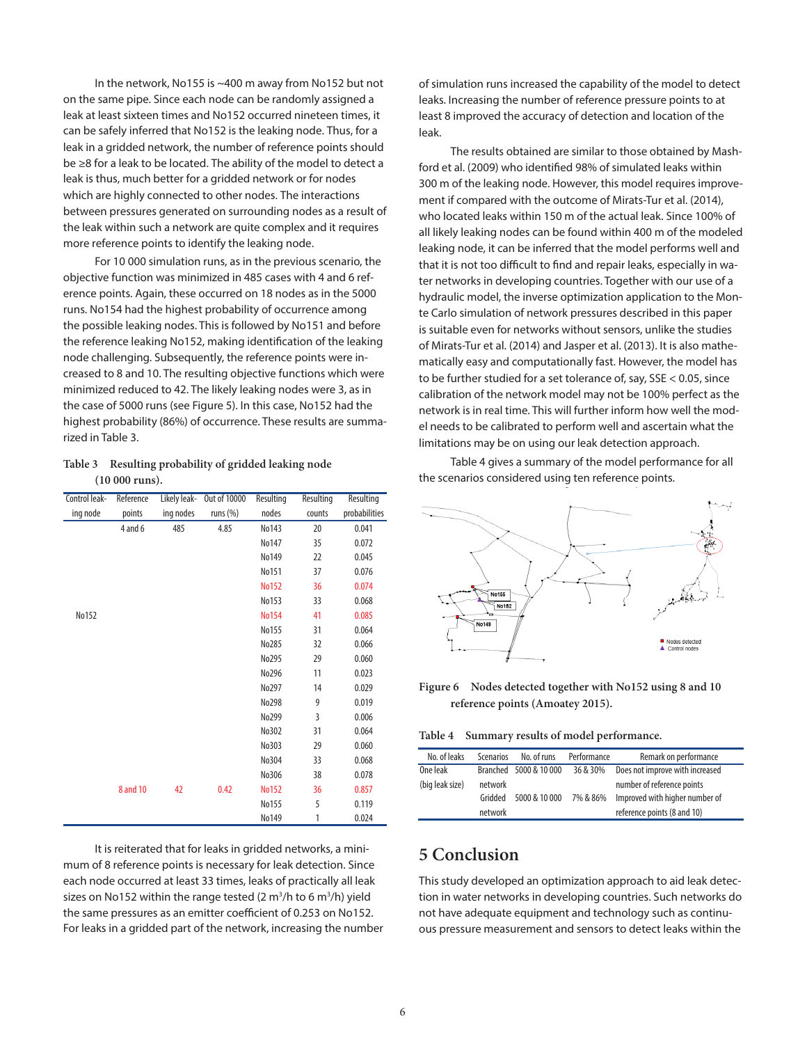In the network, No155 is ~400 m away from No152 but not on the same pipe. Since each node can be randomly assigned a leak at least sixteen times and No152 occurred nineteen times, it can be safely inferred that No152 is the leaking node. Thus, for a leak in a gridded network, the number of reference points should be ≥8 for a leak to be located. The ability of the model to detect a leak is thus, much better for a gridded network or for nodes which are highly connected to other nodes. The interactions between pressures generated on surrounding nodes as a result of the leak within such a network are quite complex and it requires more reference points to identify the leaking node.

For 10 000 simulation runs, as in the previous scenario, the objective function was minimized in 485 cases with 4 and 6 reference points. Again, these occurred on 18 nodes as in the 5000 runs. No154 had the highest probability of occurrence among the possible leaking nodes. This is followed by No151 and before the reference leaking No152, making identification of the leaking node challenging. Subsequently, the reference points were increased to 8 and 10. The resulting objective functions which were minimized reduced to 42. The likely leaking nodes were 3, as in the case of 5000 runs (see Figure 5). In this case, No152 had the highest probability (86%) of occurrence. These results are summarized in Table 3.

**Table 3 Resulting probability of gridded leaking node (10 000 runs).**

| Control leaking node | Reference points | Likely leaking nodes | Out of 10000 runs (%) | Resulting nodes | Resulting counts | Resulting probabilities |
|---|---|---|---|---|---|---|
| No152 | 4 and 6 | 485 | 4.85 | No143 | 20 | 0.041 |
| | | | | No147 | 35 | 0.072 |
| | | | | No149 | 22 | 0.045 |
| | | | | No151 | 37 | 0.076 |
| | | | | No152 | 36 | 0.074 |
| | | | | No153 | 33 | 0.068 |
| | | | | No154 | 41 | 0.085 |
| | | | | No155 | 31 | 0.064 |
| | | | | No285 | 32 | 0.066 |
| | | | | No295 | 29 | 0.060 |
| | | | | No296 | 11 | 0.023 |
| | | | | No297 | 14 | 0.029 |
| | | | | No298 | 9 | 0.019 |
| | | | | No299 | 3 | 0.006 |
| | | | | No302 | 31 | 0.064 |
| | | | | No303 | 29 | 0.060 |
| | | | | No304 | 33 | 0.068 |
| | | | | No306 | 38 | 0.078 |
| | 8 and 10 | 42 | 0.42 | No152 | 36 | 0.857 |
| | | | | No155 | 5 | 0.119 |
| | | | | No149 | 1 | 0.024 |

It is reiterated that for leaks in gridded networks, a minimum of 8 reference points is necessary for leak detection. Since each node occurred at least 33 times, leaks of practically all leak sizes on No152 within the range tested (2 $m^3$/h to 6 $m^3$/h) yield the same pressures as an emitter coefficient of 0.253 on No152. For leaks in a gridded part of the network, increasing the number of simulation runs increased the capability of the model to detect leaks. Increasing the number of reference pressure points to at least 8 improved the accuracy of detection and location of the leak.

The results obtained are similar to those obtained by Mashford et al. (2009) who identified 98% of simulated leaks within 300 m of the leaking node. However, this model requires improvement if compared with the outcome of Mirats-Tur et al. (2014), who located leaks within 150 m of the actual leak. Since 100% of all likely leaking nodes can be found within 400 m of the modeled leaking node, it can be inferred that the model performs well and that it is not too difficult to find and repair leaks, especially in water networks in developing countries. Together with our use of a hydraulic model, the inverse optimization application to the Monte Carlo simulation of network pressures described in this paper is suitable even for networks without sensors, unlike the studies of Mirats-Tur et al. (2014) and Jasper et al. (2013). It is also mathematically easy and computationally fast. However, the model has to be further studied for a set tolerance of, say, SSE < 0.05, since calibration of the network model may not be 100% perfect as the network is in real time. This will further inform how well the model needs to be calibrated to perform well and ascertain what the limitations may be on using our leak detection approach.

Table 4 gives a summary of the model performance for all the scenarios considered using ten reference points.

**Figure 6 Nodes detected together with No152 using 8 and 10 reference points (Amoatey 2015).**

**Table 4 Summary results of model performance.**

| No. of leaks | Scenarios | No. of runs | Performance | Remark on performance |
|---|---|---|---|---|
| One leak (big leak size) | Branched network | 5000 & 10 000 | 36 & 30% | Does not improve with increased number of reference points |
| | Gridded network | 5000 & 10 000 | 7% & 86% | Improved with higher number of reference points (8 and 10) |

## 5 Conclusion

This study developed an optimization approach to aid leak detection in water networks in developing countries. Such networks do not have adequate equipment and technology such as continuous pressure measurement and sensors to detect leaks within the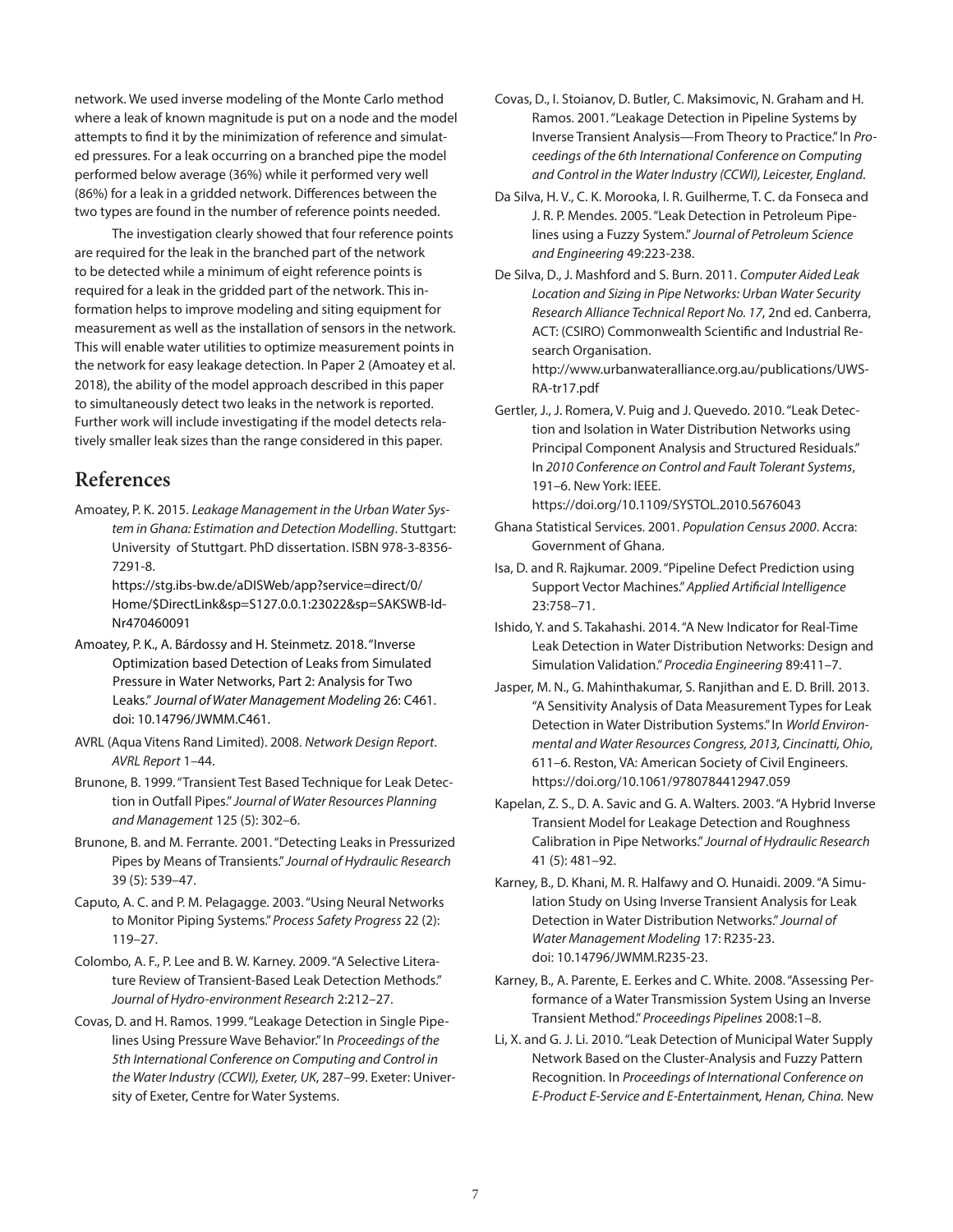network. We used inverse modeling of the Monte Carlo method where a leak of known magnitude is put on a node and the model attempts to find it by the minimization of reference and simulated pressures. For a leak occurring on a branched pipe the model performed below average (36%) while it performed very well (86%) for a leak in a gridded network. Differences between the two types are found in the number of reference points needed.

The investigation clearly showed that four reference points are required for the leak in the branched part of the network to be detected while a minimum of eight reference points is required for a leak in the gridded part of the network. This information helps to improve modeling and siting equipment for measurement as well as the installation of sensors in the network. This will enable water utilities to optimize measurement points in the network for easy leakage detection. In Paper 2 (Amoatey et al. 2018), the ability of the model approach described in this paper to simultaneously detect two leaks in the network is reported. Further work will include investigating if the model detects relatively smaller leak sizes than the range considered in this paper.

## References

Amoatey, P. K. 2015. *Leakage Management in the Urban Water System in Ghana: Estimation and Detection Modelling*. Stuttgart: University of Stuttgart. PhD dissertation. ISBN 978-3-8356-7291-8. https://stg.ibs-bw.de/aDISWeb/app?service=direct/0/Home/$DirectLink&sp=S127.0.0.1:23022&sp=SAKSWB-IdNr470460091

Amoatey, P. K., A. Bárdossy and H. Steinmetz. 2018. "Inverse Optimization based Detection of Leaks from Simulated Pressure in Water Networks, Part 2: Analysis for Two Leaks." *Journal of Water Management Modeling* 26: C461. doi: 10.14796/JWMM.C461.

AVRL (Aqua Vitens Rand Limited). 2008. *Network Design Report*. *AVRL Report* 1–44.

Brunone, B. 1999. "Transient Test Based Technique for Leak Detection in Outfall Pipes." *Journal of Water Resources Planning and Management* 125 (5): 302–6.

Brunone, B. and M. Ferrante. 2001. "Detecting Leaks in Pressurized Pipes by Means of Transients." *Journal of Hydraulic Research* 39 (5): 539–47.

Caputo, A. C. and P. M. Pelagagge. 2003. "Using Neural Networks to Monitor Piping Systems." *Process Safety Progress* 22 (2): 119–27.

Colombo, A. F., P. Lee and B. W. Karney. 2009. "A Selective Literature Review of Transient-Based Leak Detection Methods." *Journal of Hydro-environment Research* 2:212–27.

Covas, D. and H. Ramos. 1999. "Leakage Detection in Single Pipelines Using Pressure Wave Behavior." In *Proceedings of the 5th International Conference on Computing and Control in the Water Industry (CCWI), Exeter, UK*, 287–99. Exeter: University of Exeter, Centre for Water Systems.

Covas, D., I. Stoianov, D. Butler, C. Maksimovic, N. Graham and H. Ramos. 2001. "Leakage Detection in Pipeline Systems by Inverse Transient Analysis—From Theory to Practice." In *Proceedings of the 6th International Conference on Computing and Control in the Water Industry (CCWI), Leicester, England*.

Da Silva, H. V., C. K. Morooka, I. R. Guilherme, T. C. da Fonseca and J. R. P. Mendes. 2005. "Leak Detection in Petroleum Pipelines using a Fuzzy System." *Journal of Petroleum Science and Engineering* 49:223-238.

De Silva, D., J. Mashford and S. Burn. 2011. *Computer Aided Leak Location and Sizing in Pipe Networks: Urban Water Security Research Alliance Technical Report No. 17*, 2nd ed. Canberra, ACT: (CSIRO) Commonwealth Scientific and Industrial Research Organisation. http://www.urbanwateralliance.org.au/publications/UWS-RA-tr17.pdf

Gertler, J., J. Romera, V. Puig and J. Quevedo. 2010. "Leak Detection and Isolation in Water Distribution Networks using Principal Component Analysis and Structured Residuals." In *2010 Conference on Control and Fault Tolerant Systems*, 191–6. New York: IEEE. https://doi.org/10.1109/SYSTOL.2010.5676043

Ghana Statistical Services. 2001. *Population Census 2000*. Accra: Government of Ghana.

Isa, D. and R. Rajkumar. 2009. "Pipeline Defect Prediction using Support Vector Machines." *Applied Artificial Intelligence* 23:758–71.

Ishido, Y. and S. Takahashi. 2014. "A New Indicator for Real-Time Leak Detection in Water Distribution Networks: Design and Simulation Validation." *Procedia Engineering* 89:411–7.

Jasper, M. N., G. Mahinthakumar, S. Ranjithan and E. D. Brill. 2013. "A Sensitivity Analysis of Data Measurement Types for Leak Detection in Water Distribution Systems." In *World Environmental and Water Resources Congress, 2013, Cincinnati, Ohio*, 611–6. Reston, VA: American Society of Civil Engineers. https://doi.org/10.1061/9780784412947.059

Kapelan, Z. S., D. A. Savic and G. A. Walters. 2003. "A Hybrid Inverse Transient Model for Leakage Detection and Roughness Calibration in Pipe Networks." *Journal of Hydraulic Research* 41 (5): 481–92.

Karney, B., D. Khani, M. R. Halfawy and O. Hunaidi. 2009. "A Simulation Study on Using Inverse Transient Analysis for Leak Detection in Water Distribution Networks." *Journal of Water Management Modeling* 17: R235-23. doi: 10.14796/JWMM.R235-23.

Karney, B., A. Parente, E. Eerkes and C. White. 2008. "Assessing Performance of a Water Transmission System Using an Inverse Transient Method." *Proceedings Pipelines* 2008:1–8.

Li, X. and G. J. Li. 2010. "Leak Detection of Municipal Water Supply Network Based on the Cluster-Analysis and Fuzzy Pattern Recognition. In *Proceedings of International Conference on E-Product E-Service and E-Entertainment, Henan, China.* New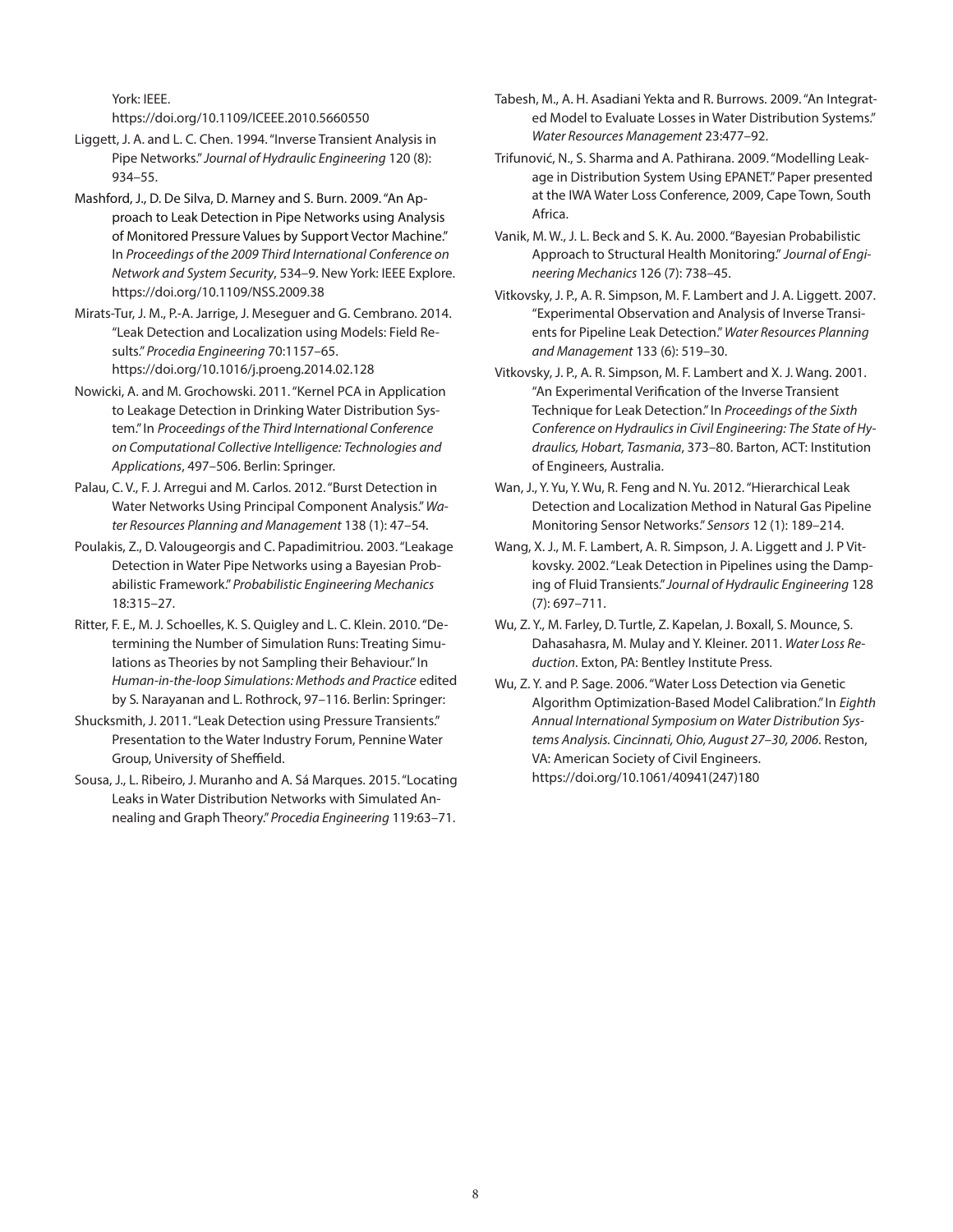York: IEEE.
https://doi.org/10.1109/ICEEE.2010.5660550

Liggett, J. A. and L. C. Chen. 1994. "Inverse Transient Analysis in Pipe Networks." *Journal of Hydraulic Engineering* 120 (8): 934–55.

Mashford, J., D. De Silva, D. Marney and S. Burn. 2009. "An Approach to Leak Detection in Pipe Networks using Analysis of Monitored Pressure Values by Support Vector Machine." In *Proceedings of the 2009 Third International Conference on Network and System Security*, 534–9. New York: IEEE Explore. https://doi.org/10.1109/NSS.2009.38

Mirats-Tur, J. M., P.-A. Jarrige, J. Meseguer and G. Cembrano. 2014. "Leak Detection and Localization using Models: Field Results." *Procedia Engineering* 70:1157–65. https://doi.org/10.1016/j.proeng.2014.02.128

Nowicki, A. and M. Grochowski. 2011. "Kernel PCA in Application to Leakage Detection in Drinking Water Distribution System." In *Proceedings of the Third International Conference on Computational Collective Intelligence: Technologies and Applications*, 497–506. Berlin: Springer.

Palau, C. V., F. J. Arregui and M. Carlos. 2012. "Burst Detection in Water Networks Using Principal Component Analysis." *Water Resources Planning and Management* 138 (1): 47–54.

Poulakis, Z., D. Valougeorgis and C. Papadimitriou. 2003. "Leakage Detection in Water Pipe Networks using a Bayesian Probabilistic Framework." *Probabilistic Engineering Mechanics* 18:315–27.

Ritter, F. E., M. J. Schoelles, K. S. Quigley and L. C. Klein. 2010. "Determining the Number of Simulation Runs: Treating Simulations as Theories by not Sampling their Behaviour." In *Human-in-the-loop Simulations: Methods and Practice* edited by S. Narayanan and L. Rothrock, 97–116. Berlin: Springer:

Shucksmith, J. 2011. "Leak Detection using Pressure Transients." Presentation to the Water Industry Forum, Pennine Water Group, University of Sheffield.

Sousa, J., L. Ribeiro, J. Muranho and A. Sá Marques. 2015. "Locating Leaks in Water Distribution Networks with Simulated Annealing and Graph Theory." *Procedia Engineering* 119:63–71.

Tabesh, M., A. H. Asadiani Yekta and R. Burrows. 2009. "An Integrated Model to Evaluate Losses in Water Distribution Systems." *Water Resources Management* 23:477–92.

Trifunović, N., S. Sharma and A. Pathirana. 2009. "Modelling Leakage in Distribution System Using EPANET." Paper presented at the IWA Water Loss Conference, 2009, Cape Town, South Africa.

Vanik, M. W., J. L. Beck and S. K. Au. 2000. "Bayesian Probabilistic Approach to Structural Health Monitoring." *Journal of Engineering Mechanics* 126 (7): 738–45.

Vitkovsky, J. P., A. R. Simpson, M. F. Lambert and J. A. Liggett. 2007. "Experimental Observation and Analysis of Inverse Transients for Pipeline Leak Detection." *Water Resources Planning and Management* 133 (6): 519–30.

Vitkovsky, J. P., A. R. Simpson, M. F. Lambert and X. J. Wang. 2001. "An Experimental Verification of the Inverse Transient Technique for Leak Detection." In *Proceedings of the Sixth Conference on Hydraulics in Civil Engineering: The State of Hydraulics, Hobart, Tasmania*, 373–80. Barton, ACT: Institution of Engineers, Australia.

Wan, J., Y. Yu, Y. Wu, R. Feng and N. Yu. 2012. "Hierarchical Leak Detection and Localization Method in Natural Gas Pipeline Monitoring Sensor Networks." *Sensors* 12 (1): 189–214.

Wang, X. J., M. F. Lambert, A. R. Simpson, J. A. Liggett and J. P Vitkovsky. 2002. "Leak Detection in Pipelines using the Damping of Fluid Transients." *Journal of Hydraulic Engineering* 128 (7): 697–711.

Wu, Z. Y., M. Farley, D. Turtle, Z. Kapelan, J. Boxall, S. Mounce, S. Dahasahasra, M. Mulay and Y. Kleiner. 2011. *Water Loss Reduction*. Exton, PA: Bentley Institute Press.

Wu, Z. Y. and P. Sage. 2006. "Water Loss Detection via Genetic Algorithm Optimization-Based Model Calibration." In *Eighth Annual International Symposium on Water Distribution Systems Analysis. Cincinnati, Ohio, August 27–30, 2006*. Reston, VA: American Society of Civil Engineers. https://doi.org/10.1061/40941(247)180